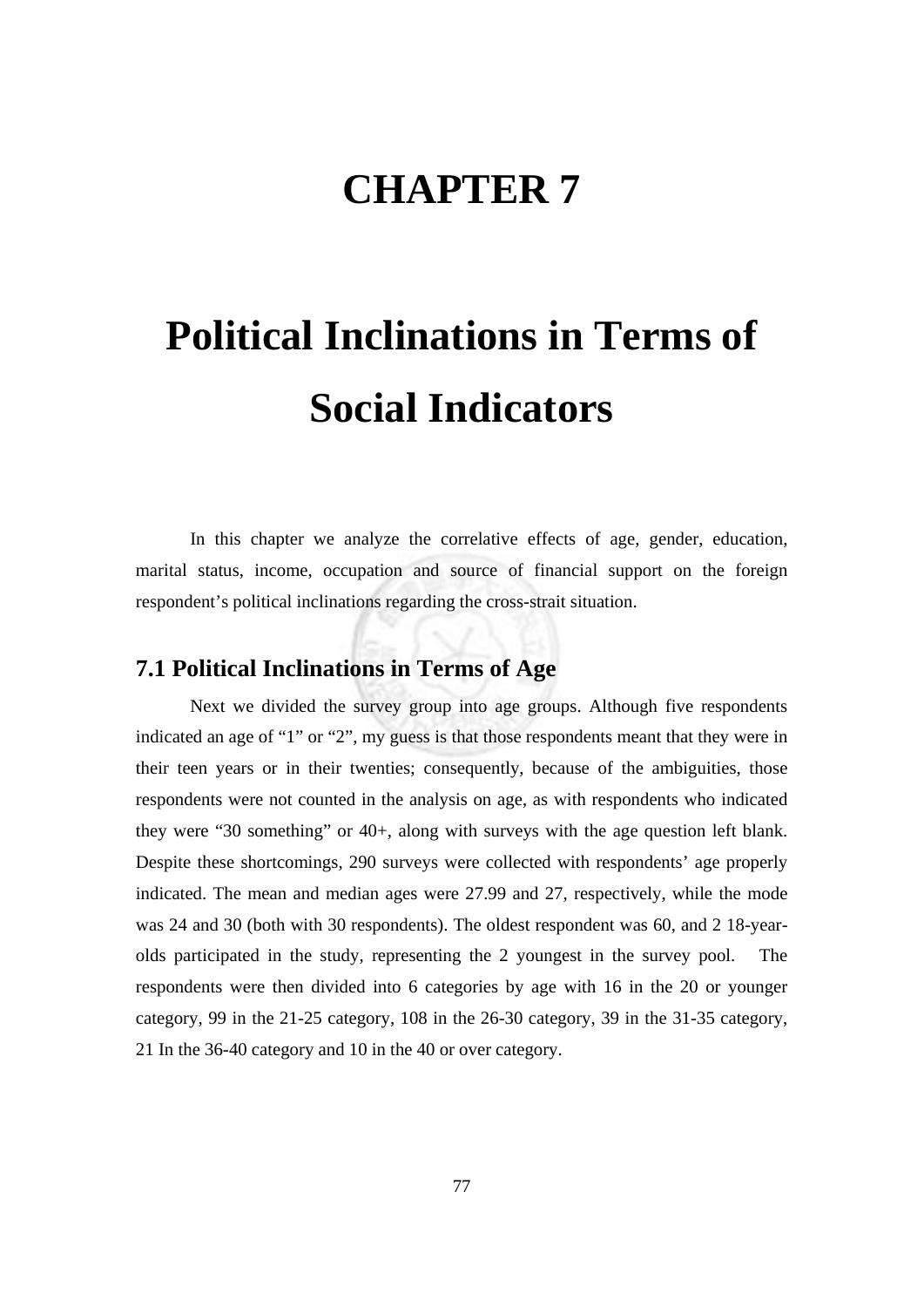# CHAPTER 7

# Political Inclinations in Terms of Social Indicators

In this chapter we analyze the correlative effects of age, gender, education, marital status, income, occupation and source of financial support on the foreign respondent's political inclinations regarding the cross-strait situation.

## 7.1 Political Inclinations in Terms of Age

Next we divided the survey group into age groups. Although five respondents indicated an age of "1" or "2", my guess is that those respondents meant that they were in their teen years or in their twenties; consequently, because of the ambiguities, those respondents were not counted in the analysis on age, as with respondents who indicated they were "30 something" or 40+, along with surveys with the age question left blank. Despite these shortcomings, 290 surveys were collected with respondents' age properly indicated. The mean and median ages were 27.99 and 27, respectively, while the mode was 24 and 30 (both with 30 respondents). The oldest respondent was 60, and 2 18-year-olds participated in the study, representing the 2 youngest in the survey pool. The respondents were then divided into 6 categories by age with 16 in the 20 or younger category, 99 in the 21-25 category, 108 in the 26-30 category, 39 in the 31-35 category, 21 In the 36-40 category and 10 in the 40 or over category.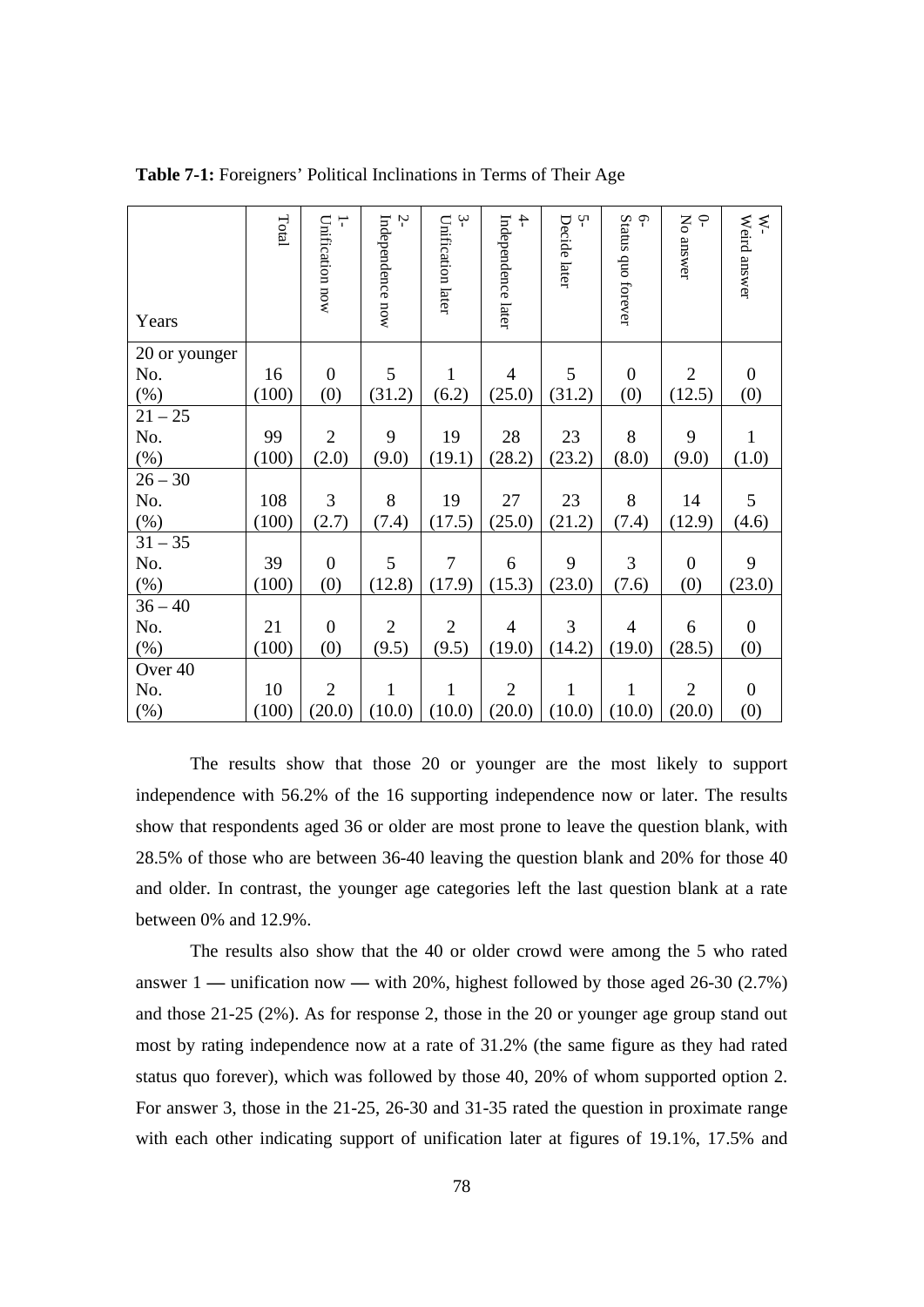**Table 7-1:** Foreigners' Political Inclinations in Terms of Their Age

| Years | Total | 1- Unification now | 2- Independence now | 3- Unification later | 4- Independence later | 5- Decide later | 6- Status quo forever | 0- No answer | W- Weird answer |
|---|---|---|---|---|---|---|---|---|---|
| 20 or younger | | | | | | | | | |
| No. | 16 | 0 | 5 | 1 | 4 | 5 | 0 | 2 | 0 |
| (%) | (100) | (0) | (31.2) | (6.2) | (25.0) | (31.2) | (0) | (12.5) | (0) |
| 21 – 25 | | | | | | | | | |
| No. | 99 | 2 | 9 | 19 | 28 | 23 | 8 | 9 | 1 |
| (%) | (100) | (2.0) | (9.0) | (19.1) | (28.2) | (23.2) | (8.0) | (9.0) | (1.0) |
| 26 – 30 | | | | | | | | | |
| No. | 108 | 3 | 8 | 19 | 27 | 23 | 8 | 14 | 5 |
| (%) | (100) | (2.7) | (7.4) | (17.5) | (25.0) | (21.2) | (7.4) | (12.9) | (4.6) |
| 31 – 35 | | | | | | | | | |
| No. | 39 | 0 | 5 | 7 | 6 | 9 | 3 | 0 | 9 |
| (%) | (100) | (0) | (12.8) | (17.9) | (15.3) | (23.0) | (7.6) | (0) | (23.0) |
| 36 – 40 | | | | | | | | | |
| No. | 21 | 0 | 2 | 2 | 4 | 3 | 4 | 6 | 0 |
| (%) | (100) | (0) | (9.5) | (9.5) | (19.0) | (14.2) | (19.0) | (28.5) | (0) |
| Over 40 | | | | | | | | | |
| No. | 10 | 2 | 1 | 1 | 2 | 1 | 1 | 2 | 0 |
| (%) | (100) | (20.0) | (10.0) | (10.0) | (20.0) | (10.0) | (10.0) | (20.0) | (0) |

The results show that those 20 or younger are the most likely to support independence with 56.2% of the 16 supporting independence now or later. The results show that respondents aged 36 or older are most prone to leave the question blank, with 28.5% of those who are between 36-40 leaving the question blank and 20% for those 40 and older. In contrast, the younger age categories left the last question blank at a rate between 0% and 12.9%.

The results also show that the 40 or older crowd were among the 5 who rated answer 1 — unification now — with 20%, highest followed by those aged 26-30 (2.7%) and those 21-25 (2%). As for response 2, those in the 20 or younger age group stand out most by rating independence now at a rate of 31.2% (the same figure as they had rated status quo forever), which was followed by those 40, 20% of whom supported option 2. For answer 3, those in the 21-25, 26-30 and 31-35 rated the question in proximate range with each other indicating support of unification later at figures of 19.1%, 17.5% and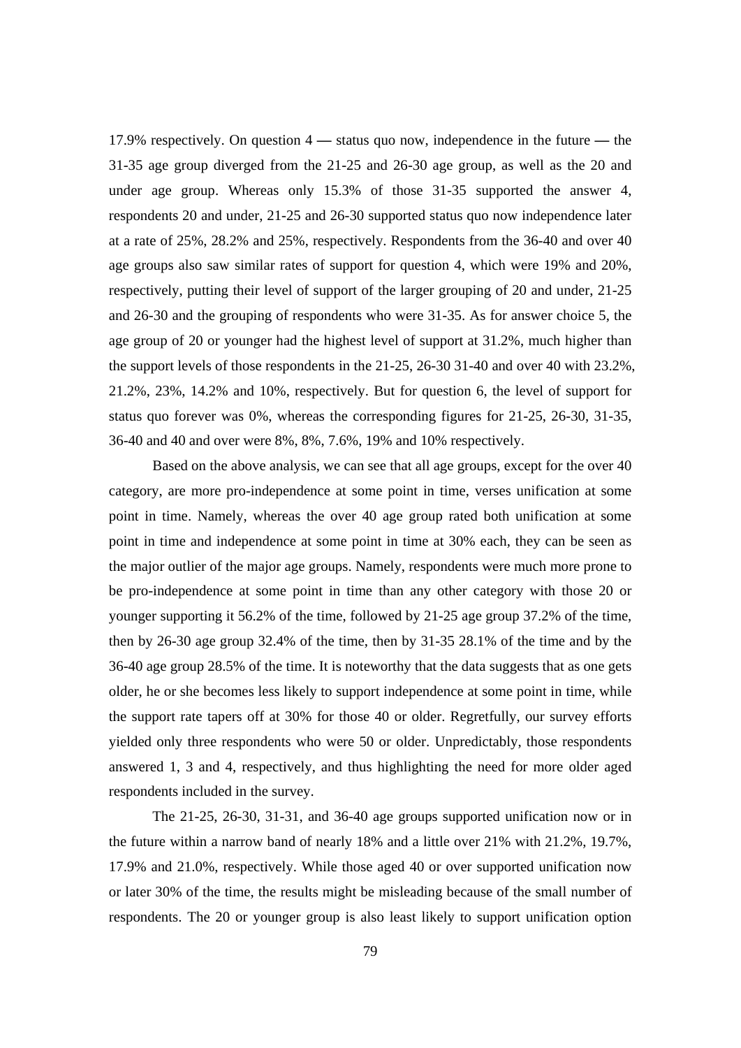17.9% respectively. On question 4 — status quo now, independence in the future — the 31-35 age group diverged from the 21-25 and 26-30 age group, as well as the 20 and under age group. Whereas only 15.3% of those 31-35 supported the answer 4, respondents 20 and under, 21-25 and 26-30 supported status quo now independence later at a rate of 25%, 28.2% and 25%, respectively. Respondents from the 36-40 and over 40 age groups also saw similar rates of support for question 4, which were 19% and 20%, respectively, putting their level of support of the larger grouping of 20 and under, 21-25 and 26-30 and the grouping of respondents who were 31-35. As for answer choice 5, the age group of 20 or younger had the highest level of support at 31.2%, much higher than the support levels of those respondents in the 21-25, 26-30 31-40 and over 40 with 23.2%, 21.2%, 23%, 14.2% and 10%, respectively. But for question 6, the level of support for status quo forever was 0%, whereas the corresponding figures for 21-25, 26-30, 31-35, 36-40 and 40 and over were 8%, 8%, 7.6%, 19% and 10% respectively.

Based on the above analysis, we can see that all age groups, except for the over 40 category, are more pro-independence at some point in time, verses unification at some point in time. Namely, whereas the over 40 age group rated both unification at some point in time and independence at some point in time at 30% each, they can be seen as the major outlier of the major age groups. Namely, respondents were much more prone to be pro-independence at some point in time than any other category with those 20 or younger supporting it 56.2% of the time, followed by 21-25 age group 37.2% of the time, then by 26-30 age group 32.4% of the time, then by 31-35 28.1% of the time and by the 36-40 age group 28.5% of the time. It is noteworthy that the data suggests that as one gets older, he or she becomes less likely to support independence at some point in time, while the support rate tapers off at 30% for those 40 or older. Regretfully, our survey efforts yielded only three respondents who were 50 or older. Unpredictably, those respondents answered 1, 3 and 4, respectively, and thus highlighting the need for more older aged respondents included in the survey.

The 21-25, 26-30, 31-31, and 36-40 age groups supported unification now or in the future within a narrow band of nearly 18% and a little over 21% with 21.2%, 19.7%, 17.9% and 21.0%, respectively. While those aged 40 or over supported unification now or later 30% of the time, the results might be misleading because of the small number of respondents. The 20 or younger group is also least likely to support unification option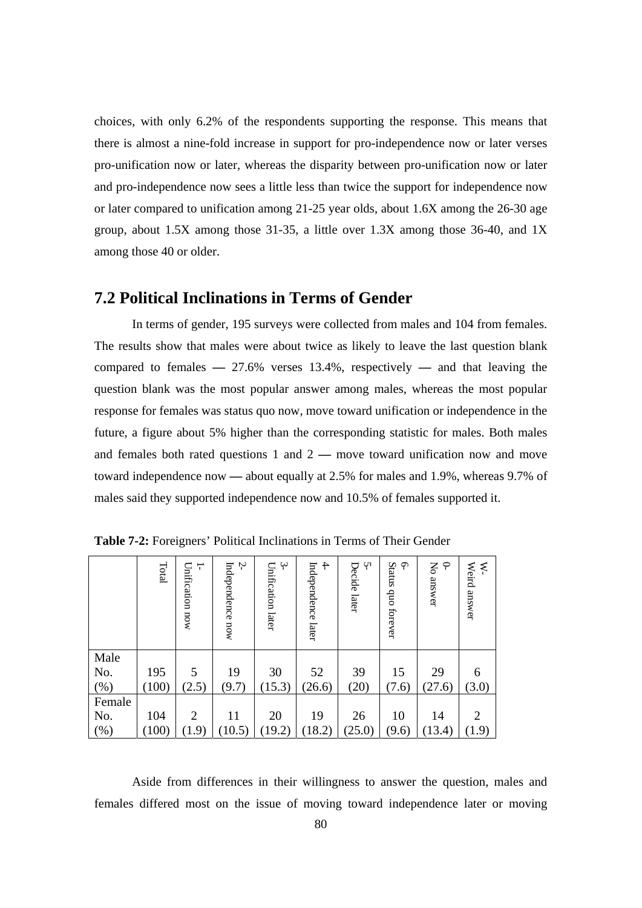choices, with only 6.2% of the respondents supporting the response. This means that there is almost a nine-fold increase in support for pro-independence now or later verses pro-unification now or later, whereas the disparity between pro-unification now or later and pro-independence now sees a little less than twice the support for independence now or later compared to unification among 21-25 year olds, about 1.6X among the 26-30 age group, about 1.5X among those 31-35, a little over 1.3X among those 36-40, and 1X among those 40 or older.

## 7.2 Political Inclinations in Terms of Gender

In terms of gender, 195 surveys were collected from males and 104 from females. The results show that males were about twice as likely to leave the last question blank compared to females — 27.6% verses 13.4%, respectively — and that leaving the question blank was the most popular answer among males, whereas the most popular response for females was status quo now, move toward unification or independence in the future, a figure about 5% higher than the corresponding statistic for males. Both males and females both rated questions 1 and 2 — move toward unification now and move toward independence now — about equally at 2.5% for males and 1.9%, whereas 9.7% of males said they supported independence now and 10.5% of females supported it.

**Table 7-2:** Foreigners' Political Inclinations in Terms of Their Gender

| | Total | 1- Unification now | 2- Independence now | 3- Unification later | 4- Independence later | 5- Decide later | 6- Status quo forever | 0- No answer | W- Weird answer |
|---|---|---|---|---|---|---|---|---|---|
| Male No. (%) | 195 (100) | 5 (2.5) | 19 (9.7) | 30 (15.3) | 52 (26.6) | 39 (20) | 15 (7.6) | 29 (27.6) | 6 (3.0) |
| Female No. (%) | 104 (100) | 2 (1.9) | 11 (10.5) | 20 (19.2) | 19 (18.2) | 26 (25.0) | 10 (9.6) | 14 (13.4) | 2 (1.9) |

Aside from differences in their willingness to answer the question, males and females differed most on the issue of moving toward independence later or moving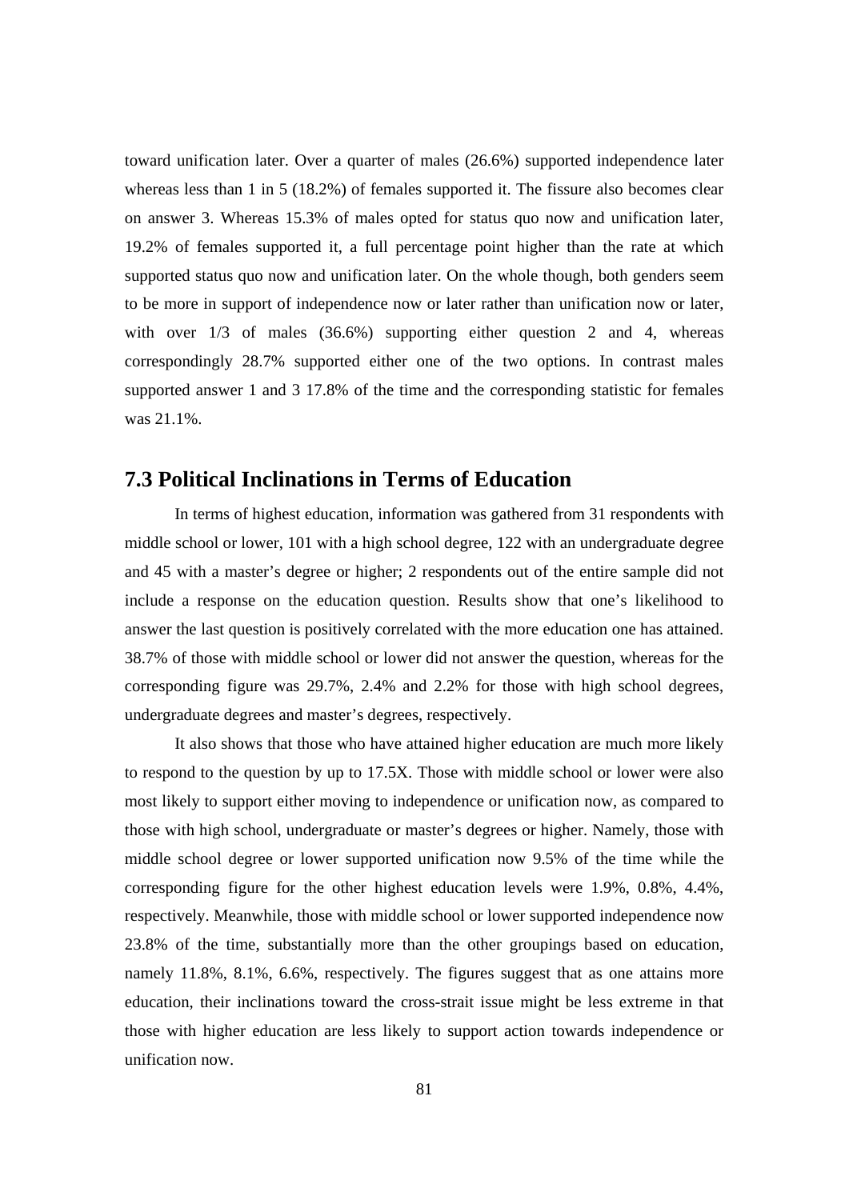toward unification later. Over a quarter of males (26.6%) supported independence later whereas less than 1 in 5 (18.2%) of females supported it. The fissure also becomes clear on answer 3. Whereas 15.3% of males opted for status quo now and unification later, 19.2% of females supported it, a full percentage point higher than the rate at which supported status quo now and unification later. On the whole though, both genders seem to be more in support of independence now or later rather than unification now or later, with over 1/3 of males (36.6%) supporting either question 2 and 4, whereas correspondingly 28.7% supported either one of the two options. In contrast males supported answer 1 and 3 17.8% of the time and the corresponding statistic for females was 21.1%.

## 7.3 Political Inclinations in Terms of Education

In terms of highest education, information was gathered from 31 respondents with middle school or lower, 101 with a high school degree, 122 with an undergraduate degree and 45 with a master's degree or higher; 2 respondents out of the entire sample did not include a response on the education question. Results show that one's likelihood to answer the last question is positively correlated with the more education one has attained. 38.7% of those with middle school or lower did not answer the question, whereas for the corresponding figure was 29.7%, 2.4% and 2.2% for those with high school degrees, undergraduate degrees and master's degrees, respectively.

It also shows that those who have attained higher education are much more likely to respond to the question by up to 17.5X. Those with middle school or lower were also most likely to support either moving to independence or unification now, as compared to those with high school, undergraduate or master's degrees or higher. Namely, those with middle school degree or lower supported unification now 9.5% of the time while the corresponding figure for the other highest education levels were 1.9%, 0.8%, 4.4%, respectively. Meanwhile, those with middle school or lower supported independence now 23.8% of the time, substantially more than the other groupings based on education, namely 11.8%, 8.1%, 6.6%, respectively. The figures suggest that as one attains more education, their inclinations toward the cross-strait issue might be less extreme in that those with higher education are less likely to support action towards independence or unification now.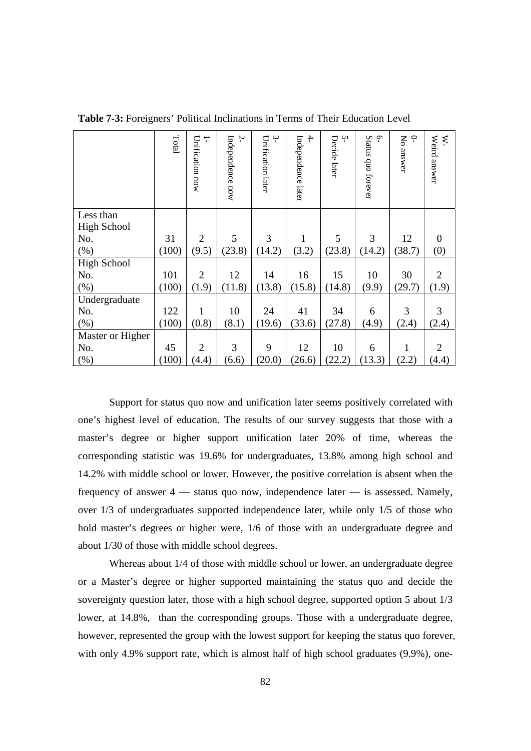**Table 7-3:** Foreigners' Political Inclinations in Terms of Their Education Level

| | Total | 1- Unification now | 2- Independence now | 3- Unification later | 4- Independence later | 5- Decide later | 6- Status quo forever | 0- No answer | W- Weird answer |
|---|---|---|---|---|---|---|---|---|---|
| Less than High School | | | | | | | | | |
| No. | 31 | 2 | 5 | 3 | 1 | 5 | 3 | 12 | 0 |
| (%) | (100) | (9.5) | (23.8) | (14.2) | (3.2) | (23.8) | (14.2) | (38.7) | (0) |
| High School | | | | | | | | | |
| No. | 101 | 2 | 12 | 14 | 16 | 15 | 10 | 30 | 2 |
| (%) | (100) | (1.9) | (11.8) | (13.8) | (15.8) | (14.8) | (9.9) | (29.7) | (1.9) |
| Undergraduate | | | | | | | | | |
| No. | 122 | 1 | 10 | 24 | 41 | 34 | 6 | 3 | 3 |
| (%) | (100) | (0.8) | (8.1) | (19.6) | (33.6) | (27.8) | (4.9) | (2.4) | (2.4) |
| Master or Higher | | | | | | | | | |
| No. | 45 | 2 | 3 | 9 | 12 | 10 | 6 | 1 | 2 |
| (%) | (100) | (4.4) | (6.6) | (20.0) | (26.6) | (22.2) | (13.3) | (2.2) | (4.4) |

Support for status quo now and unification later seems positively correlated with one's highest level of education. The results of our survey suggests that those with a master's degree or higher support unification later 20% of time, whereas the corresponding statistic was 19.6% for undergraduates, 13.8% among high school and 14.2% with middle school or lower. However, the positive correlation is absent when the frequency of answer 4 — status quo now, independence later — is assessed. Namely, over 1/3 of undergraduates supported independence later, while only 1/5 of those who hold master's degrees or higher were, 1/6 of those with an undergraduate degree and about 1/30 of those with middle school degrees.

Whereas about 1/4 of those with middle school or lower, an undergraduate degree or a Master's degree or higher supported maintaining the status quo and decide the sovereignty question later, those with a high school degree, supported option 5 about 1/3 lower, at 14.8%, than the corresponding groups. Those with a undergraduate degree, however, represented the group with the lowest support for keeping the status quo forever, with only 4.9% support rate, which is almost half of high school graduates (9.9%), one-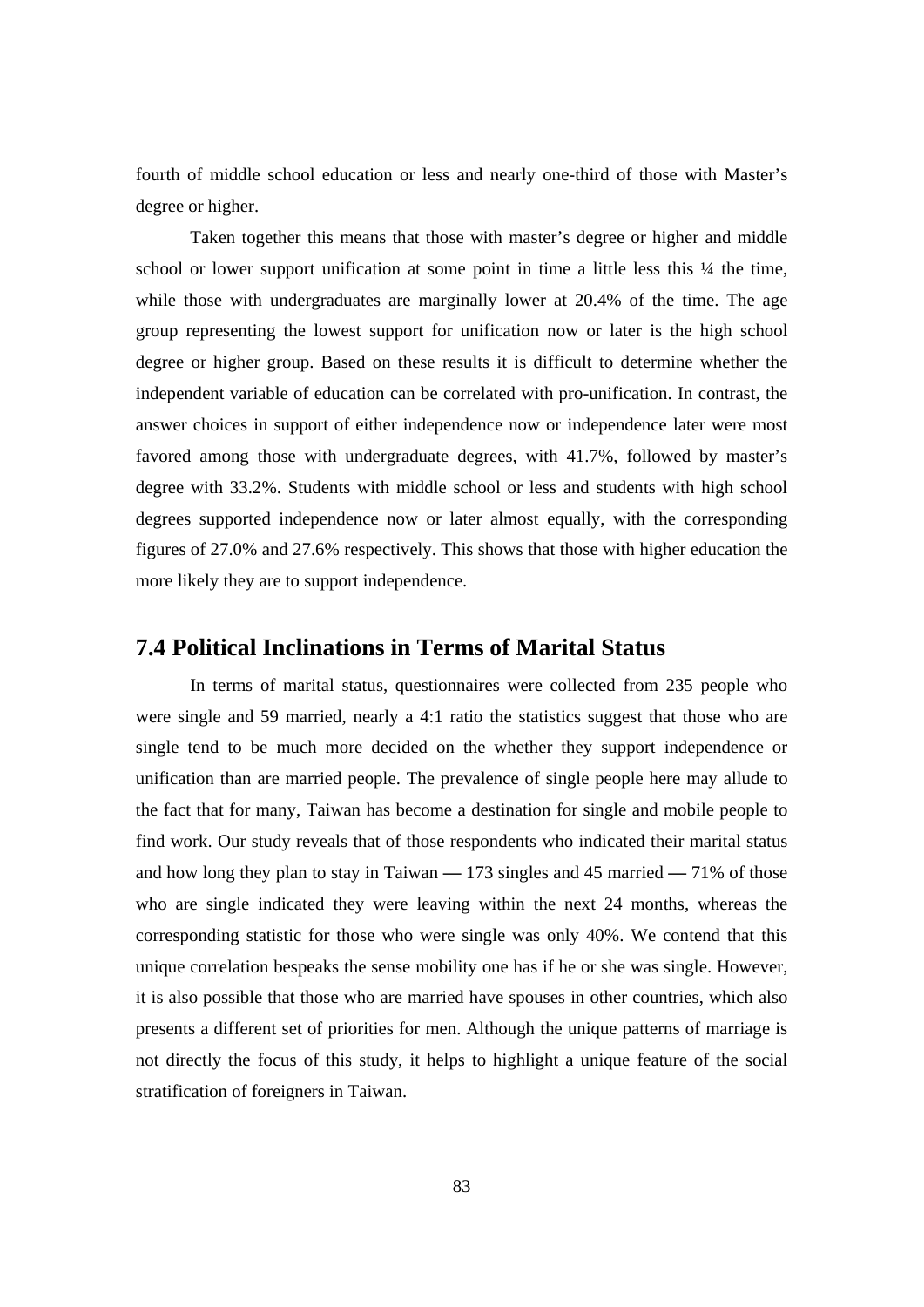fourth of middle school education or less and nearly one-third of those with Master's degree or higher.

Taken together this means that those with master's degree or higher and middle school or lower support unification at some point in time a little less this ¼ the time, while those with undergraduates are marginally lower at 20.4% of the time. The age group representing the lowest support for unification now or later is the high school degree or higher group. Based on these results it is difficult to determine whether the independent variable of education can be correlated with pro-unification. In contrast, the answer choices in support of either independence now or independence later were most favored among those with undergraduate degrees, with 41.7%, followed by master's degree with 33.2%. Students with middle school or less and students with high school degrees supported independence now or later almost equally, with the corresponding figures of 27.0% and 27.6% respectively. This shows that those with higher education the more likely they are to support independence.

## 7.4 Political Inclinations in Terms of Marital Status

In terms of marital status, questionnaires were collected from 235 people who were single and 59 married, nearly a 4:1 ratio the statistics suggest that those who are single tend to be much more decided on the whether they support independence or unification than are married people. The prevalence of single people here may allude to the fact that for many, Taiwan has become a destination for single and mobile people to find work. Our study reveals that of those respondents who indicated their marital status and how long they plan to stay in Taiwan — 173 singles and 45 married — 71% of those who are single indicated they were leaving within the next 24 months, whereas the corresponding statistic for those who were single was only 40%. We contend that this unique correlation bespeaks the sense mobility one has if he or she was single. However, it is also possible that those who are married have spouses in other countries, which also presents a different set of priorities for men. Although the unique patterns of marriage is not directly the focus of this study, it helps to highlight a unique feature of the social stratification of foreigners in Taiwan.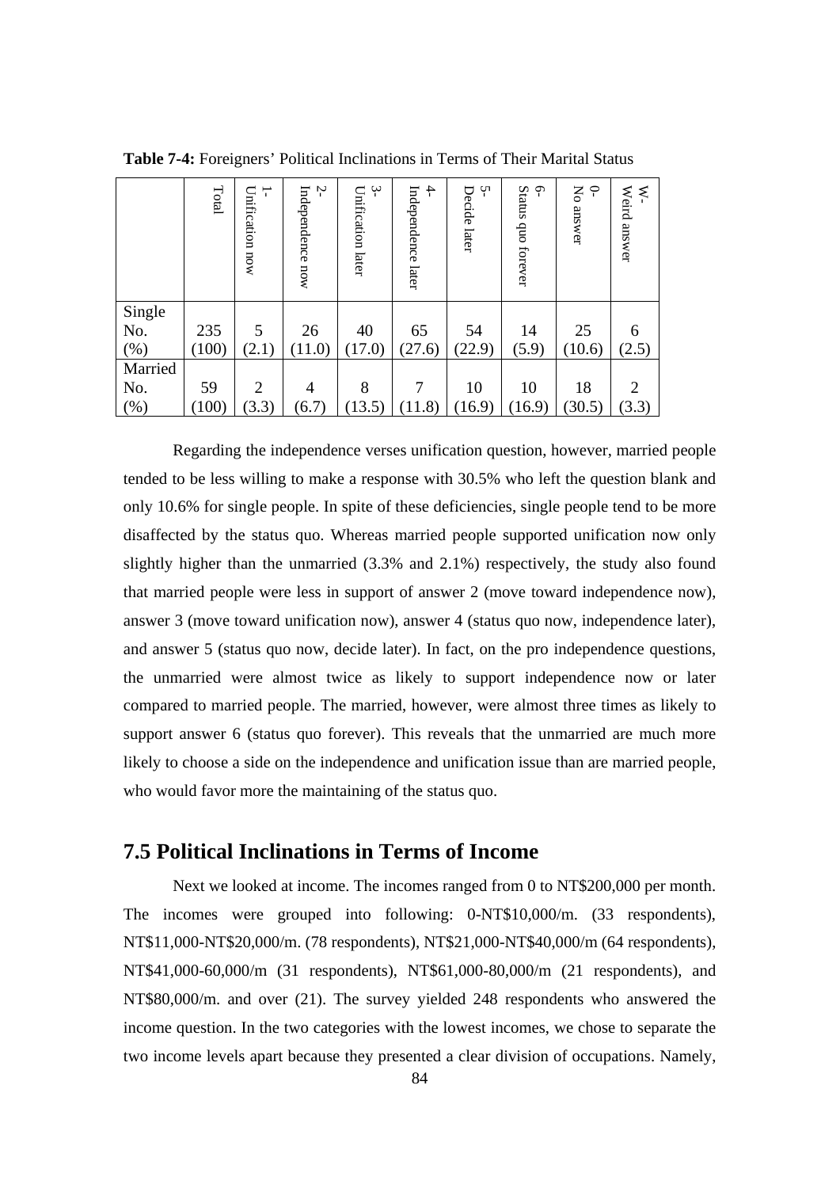**Table 7-4:** Foreigners' Political Inclinations in Terms of Their Marital Status

| | Total | 1- Unification now | 2- Independence now | 3- Unification later | 4- Independence later | 5- Decide later | 6- Status quo forever | 0- No answer | W- Weird answer |
|---|---|---|---|---|---|---|---|---|---|
| Single | | | | | | | | | |
| No. | 235 | 5 | 26 | 40 | 65 | 54 | 14 | 25 | 6 |
| (%) | (100) | (2.1) | (11.0) | (17.0) | (27.6) | (22.9) | (5.9) | (10.6) | (2.5) |
| Married | | | | | | | | | |
| No. | 59 | 2 | 4 | 8 | 7 | 10 | 10 | 18 | 2 |
| (%) | (100) | (3.3) | (6.7) | (13.5) | (11.8) | (16.9) | (16.9) | (30.5) | (3.3) |

Regarding the independence verses unification question, however, married people tended to be less willing to make a response with 30.5% who left the question blank and only 10.6% for single people. In spite of these deficiencies, single people tend to be more disaffected by the status quo. Whereas married people supported unification now only slightly higher than the unmarried (3.3% and 2.1%) respectively, the study also found that married people were less in support of answer 2 (move toward independence now), answer 3 (move toward unification now), answer 4 (status quo now, independence later), and answer 5 (status quo now, decide later). In fact, on the pro independence questions, the unmarried were almost twice as likely to support independence now or later compared to married people. The married, however, were almost three times as likely to support answer 6 (status quo forever). This reveals that the unmarried are much more likely to choose a side on the independence and unification issue than are married people, who would favor more the maintaining of the status quo.

## 7.5 Political Inclinations in Terms of Income

Next we looked at income. The incomes ranged from 0 to NT$200,000 per month. The incomes were grouped into following: 0-NT$10,000/m. (33 respondents), NT$11,000-NT$20,000/m. (78 respondents), NT$21,000-NT$40,000/m (64 respondents), NT$41,000-60,000/m (31 respondents), NT$61,000-80,000/m (21 respondents), and NT$80,000/m. and over (21). The survey yielded 248 respondents who answered the income question. In the two categories with the lowest incomes, we chose to separate the two income levels apart because they presented a clear division of occupations. Namely,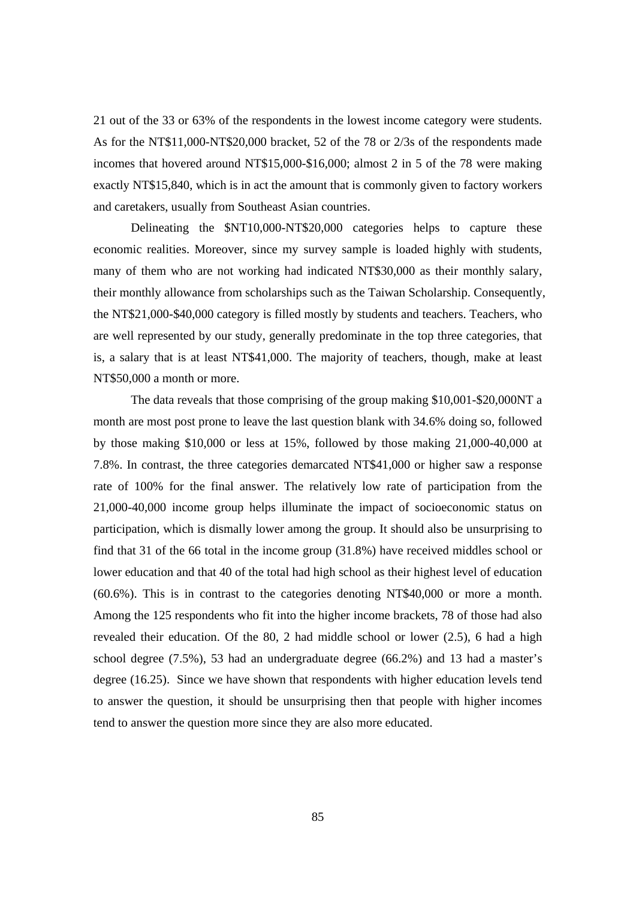21 out of the 33 or 63% of the respondents in the lowest income category were students. As for the NT$11,000-NT$20,000 bracket, 52 of the 78 or 2/3s of the respondents made incomes that hovered around NT$15,000-$16,000; almost 2 in 5 of the 78 were making exactly NT$15,840, which is in act the amount that is commonly given to factory workers and caretakers, usually from Southeast Asian countries.

Delineating the $NT10,000-NT$20,000 categories helps to capture these economic realities. Moreover, since my survey sample is loaded highly with students, many of them who are not working had indicated NT$30,000 as their monthly salary, their monthly allowance from scholarships such as the Taiwan Scholarship. Consequently, the NT$21,000-$40,000 category is filled mostly by students and teachers. Teachers, who are well represented by our study, generally predominate in the top three categories, that is, a salary that is at least NT$41,000. The majority of teachers, though, make at least NT$50,000 a month or more.

The data reveals that those comprising of the group making $10,001-$20,000NT a month are most post prone to leave the last question blank with 34.6% doing so, followed by those making $10,000 or less at 15%, followed by those making 21,000-40,000 at 7.8%. In contrast, the three categories demarcated NT$41,000 or higher saw a response rate of 100% for the final answer. The relatively low rate of participation from the 21,000-40,000 income group helps illuminate the impact of socioeconomic status on participation, which is dismally lower among the group. It should also be unsurprising to find that 31 of the 66 total in the income group (31.8%) have received middles school or lower education and that 40 of the total had high school as their highest level of education (60.6%). This is in contrast to the categories denoting NT$40,000 or more a month. Among the 125 respondents who fit into the higher income brackets, 78 of those had also revealed their education. Of the 80, 2 had middle school or lower (2.5), 6 had a high school degree (7.5%), 53 had an undergraduate degree (66.2%) and 13 had a master's degree (16.25). Since we have shown that respondents with higher education levels tend to answer the question, it should be unsurprising then that people with higher incomes tend to answer the question more since they are also more educated.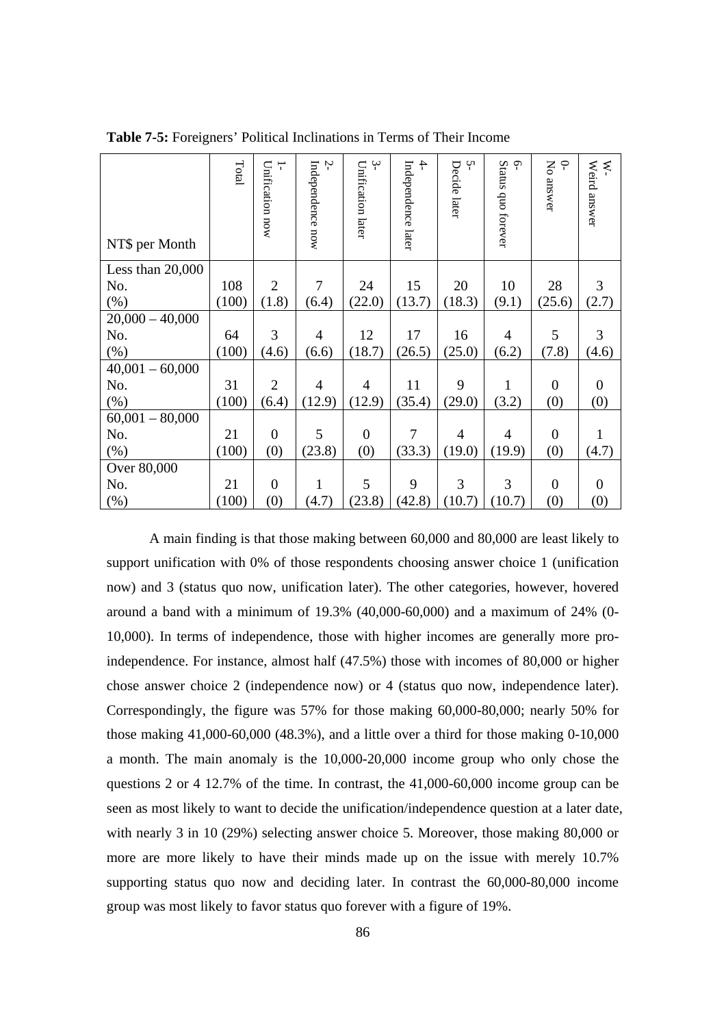**Table 7-5:** Foreigners' Political Inclinations in Terms of Their Income

| NT$ per Month | Total | 1- Unification now | 2- Independence now | 3- Unification later | 4- Independence later | 5- Decide later | 6- Status quo forever | 0- No answer | W- Weird answer |
|---|---|---|---|---|---|---|---|---|---|
| Less than 20,000 | | | | | | | | | |
| No. | 108 | 2 | 7 | 24 | 15 | 20 | 10 | 28 | 3 |
| (%) | (100) | (1.8) | (6.4) | (22.0) | (13.7) | (18.3) | (9.1) | (25.6) | (2.7) |
| 20,000 – 40,000 | | | | | | | | | |
| No. | 64 | 3 | 4 | 12 | 17 | 16 | 4 | 5 | 3 |
| (%) | (100) | (4.6) | (6.6) | (18.7) | (26.5) | (25.0) | (6.2) | (7.8) | (4.6) |
| 40,001 – 60,000 | | | | | | | | | |
| No. | 31 | 2 | 4 | 4 | 11 | 9 | 1 | 0 | 0 |
| (%) | (100) | (6.4) | (12.9) | (12.9) | (35.4) | (29.0) | (3.2) | (0) | (0) |
| 60,001 – 80,000 | | | | | | | | | |
| No. | 21 | 0 | 5 | 0 | 7 | 4 | 4 | 0 | 1 |
| (%) | (100) | (0) | (23.8) | (0) | (33.3) | (19.0) | (19.9) | (0) | (4.7) |
| Over 80,000 | | | | | | | | | |
| No. | 21 | 0 | 1 | 5 | 9 | 3 | 3 | 0 | 0 |
| (%) | (100) | (0) | (4.7) | (23.8) | (42.8) | (10.7) | (10.7) | (0) | (0) |

A main finding is that those making between 60,000 and 80,000 are least likely to support unification with 0% of those respondents choosing answer choice 1 (unification now) and 3 (status quo now, unification later). The other categories, however, hovered around a band with a minimum of 19.3% (40,000-60,000) and a maximum of 24% (0-10,000). In terms of independence, those with higher incomes are generally more pro-independence. For instance, almost half (47.5%) those with incomes of 80,000 or higher chose answer choice 2 (independence now) or 4 (status quo now, independence later). Correspondingly, the figure was 57% for those making 60,000-80,000; nearly 50% for those making 41,000-60,000 (48.3%), and a little over a third for those making 0-10,000 a month. The main anomaly is the 10,000-20,000 income group who only chose the questions 2 or 4 12.7% of the time. In contrast, the 41,000-60,000 income group can be seen as most likely to want to decide the unification/independence question at a later date, with nearly 3 in 10 (29%) selecting answer choice 5. Moreover, those making 80,000 or more are more likely to have their minds made up on the issue with merely 10.7% supporting status quo now and deciding later. In contrast the 60,000-80,000 income group was most likely to favor status quo forever with a figure of 19%.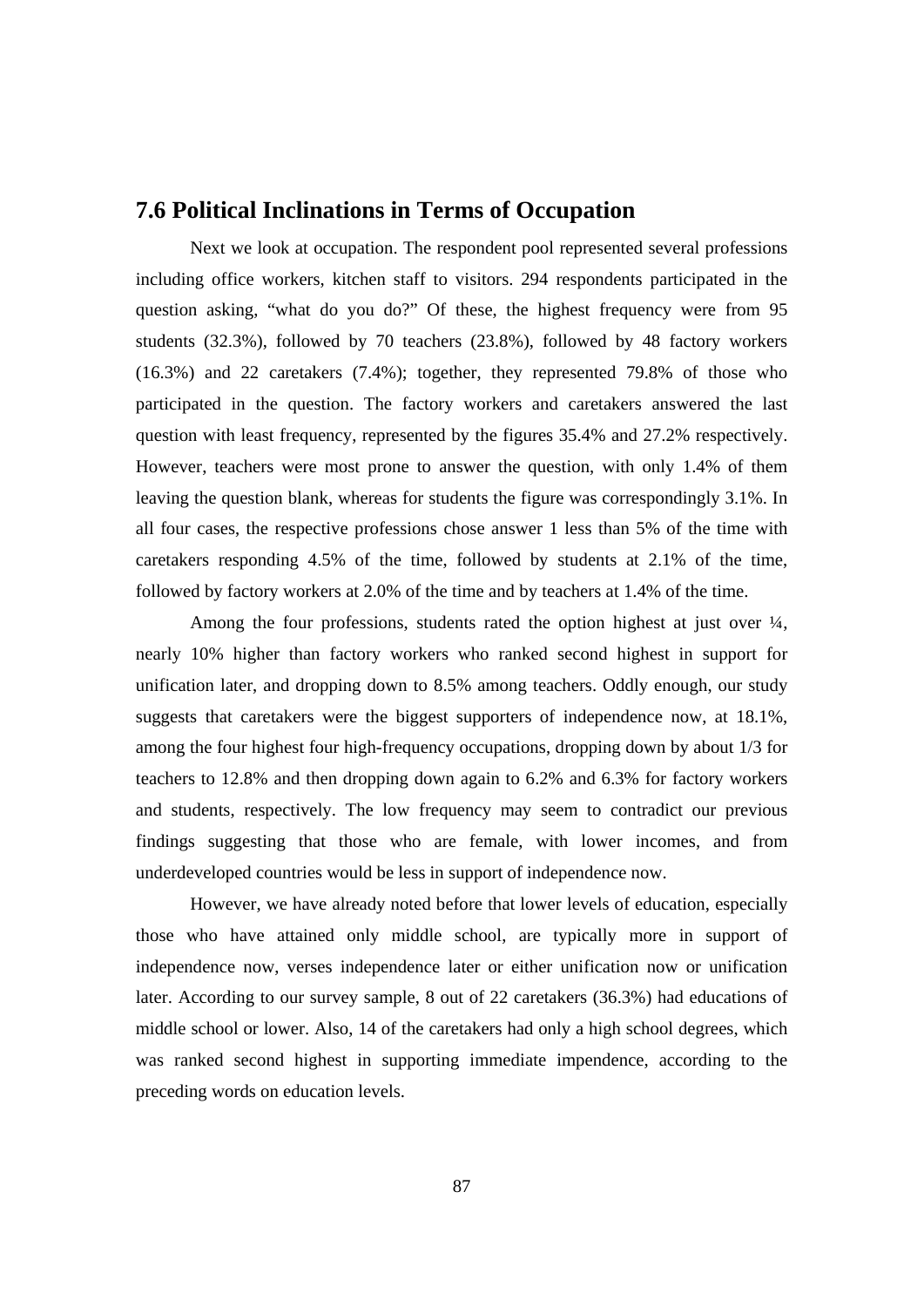## 7.6 Political Inclinations in Terms of Occupation

Next we look at occupation. The respondent pool represented several professions including office workers, kitchen staff to visitors. 294 respondents participated in the question asking, "what do you do?" Of these, the highest frequency were from 95 students (32.3%), followed by 70 teachers (23.8%), followed by 48 factory workers (16.3%) and 22 caretakers (7.4%); together, they represented 79.8% of those who participated in the question. The factory workers and caretakers answered the last question with least frequency, represented by the figures 35.4% and 27.2% respectively. However, teachers were most prone to answer the question, with only 1.4% of them leaving the question blank, whereas for students the figure was correspondingly 3.1%. In all four cases, the respective professions chose answer 1 less than 5% of the time with caretakers responding 4.5% of the time, followed by students at 2.1% of the time, followed by factory workers at 2.0% of the time and by teachers at 1.4% of the time.

Among the four professions, students rated the option highest at just over ¼, nearly 10% higher than factory workers who ranked second highest in support for unification later, and dropping down to 8.5% among teachers. Oddly enough, our study suggests that caretakers were the biggest supporters of independence now, at 18.1%, among the four highest four high-frequency occupations, dropping down by about 1/3 for teachers to 12.8% and then dropping down again to 6.2% and 6.3% for factory workers and students, respectively. The low frequency may seem to contradict our previous findings suggesting that those who are female, with lower incomes, and from underdeveloped countries would be less in support of independence now.

However, we have already noted before that lower levels of education, especially those who have attained only middle school, are typically more in support of independence now, verses independence later or either unification now or unification later. According to our survey sample, 8 out of 22 caretakers (36.3%) had educations of middle school or lower. Also, 14 of the caretakers had only a high school degrees, which was ranked second highest in supporting immediate impendence, according to the preceding words on education levels.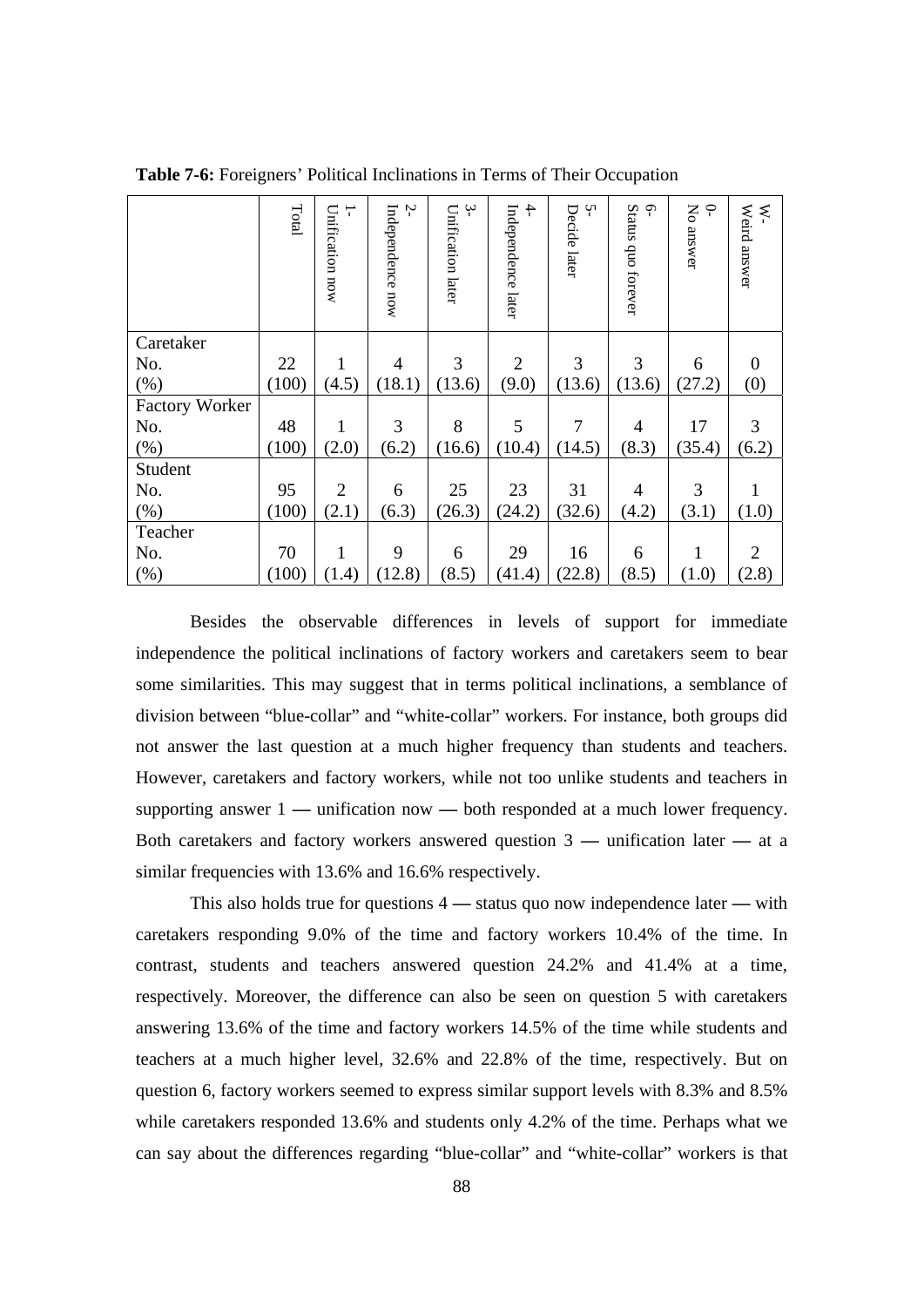**Table 7-6:** Foreigners' Political Inclinations in Terms of Their Occupation

| | Total | 1- Unification now | 2- Independence now | 3- Unification later | 4- Independence later | 5- Decide later | 6- Status quo forever | 0- No answer | W- Weird answer |
|---|---|---|---|---|---|---|---|---|---|
| Caretaker | | | | | | | | | |
| No. | 22 | 1 | 4 | 3 | 2 | 3 | 3 | 6 | 0 |
| (%) | (100) | (4.5) | (18.1) | (13.6) | (9.0) | (13.6) | (13.6) | (27.2) | (0) |
| Factory Worker | | | | | | | | | |
| No. | 48 | 1 | 3 | 8 | 5 | 7 | 4 | 17 | 3 |
| (%) | (100) | (2.0) | (6.2) | (16.6) | (10.4) | (14.5) | (8.3) | (35.4) | (6.2) |
| Student | | | | | | | | | |
| No. | 95 | 2 | 6 | 25 | 23 | 31 | 4 | 3 | 1 |
| (%) | (100) | (2.1) | (6.3) | (26.3) | (24.2) | (32.6) | (4.2) | (3.1) | (1.0) |
| Teacher | | | | | | | | | |
| No. | 70 | 1 | 9 | 6 | 29 | 16 | 6 | 1 | 2 |
| (%) | (100) | (1.4) | (12.8) | (8.5) | (41.4) | (22.8) | (8.5) | (1.0) | (2.8) |

Besides the observable differences in levels of support for immediate independence the political inclinations of factory workers and caretakers seem to bear some similarities. This may suggest that in terms political inclinations, a semblance of division between "blue-collar" and "white-collar" workers. For instance, both groups did not answer the last question at a much higher frequency than students and teachers. However, caretakers and factory workers, while not too unlike students and teachers in supporting answer 1 — unification now — both responded at a much lower frequency. Both caretakers and factory workers answered question 3 — unification later — at a similar frequencies with 13.6% and 16.6% respectively.

This also holds true for questions 4 — status quo now independence later — with caretakers responding 9.0% of the time and factory workers 10.4% of the time. In contrast, students and teachers answered question 24.2% and 41.4% at a time, respectively. Moreover, the difference can also be seen on question 5 with caretakers answering 13.6% of the time and factory workers 14.5% of the time while students and teachers at a much higher level, 32.6% and 22.8% of the time, respectively. But on question 6, factory workers seemed to express similar support levels with 8.3% and 8.5% while caretakers responded 13.6% and students only 4.2% of the time. Perhaps what we can say about the differences regarding "blue-collar" and "white-collar" workers is that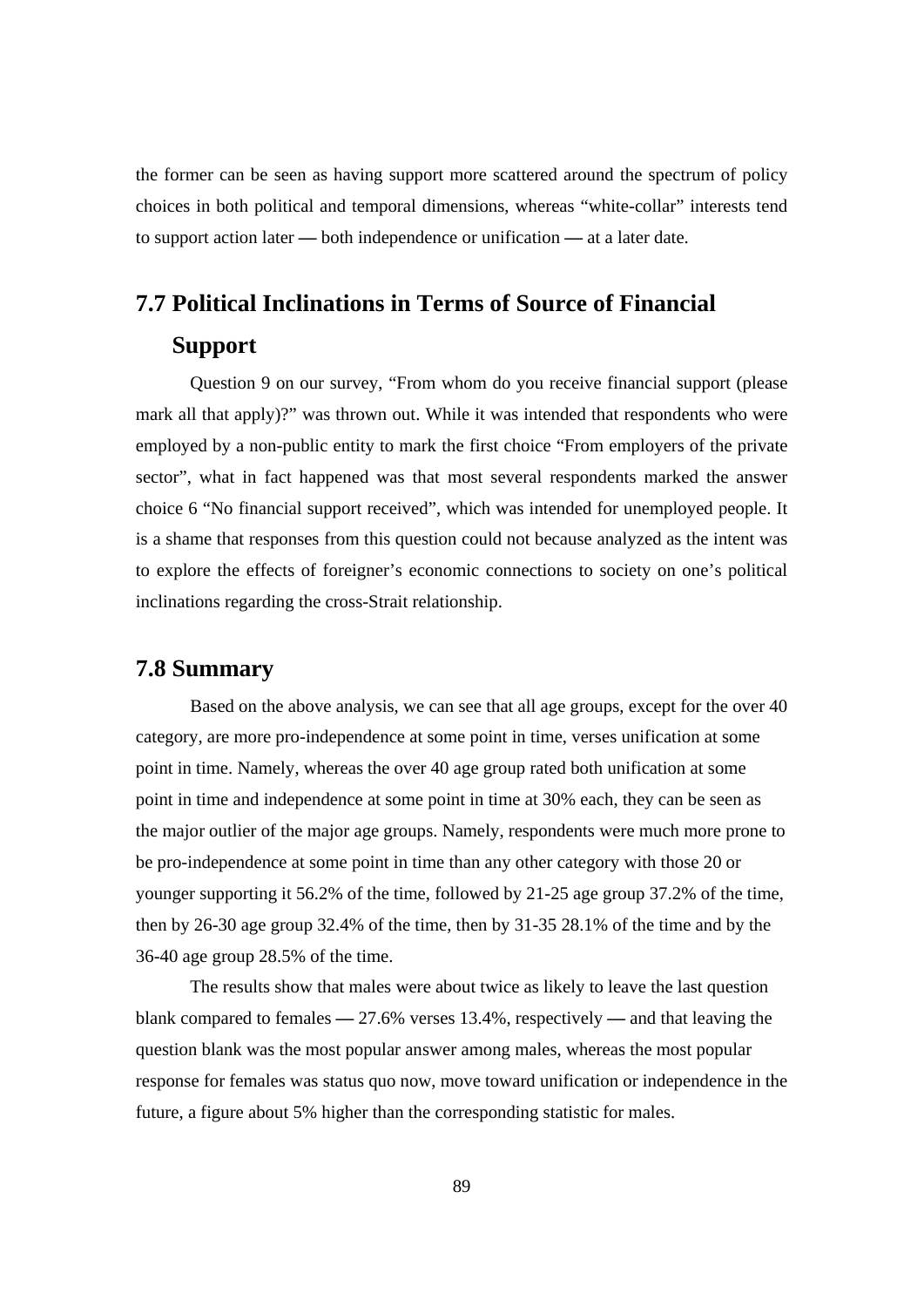the former can be seen as having support more scattered around the spectrum of policy choices in both political and temporal dimensions, whereas "white-collar" interests tend to support action later — both independence or unification — at a later date.

## 7.7 Political Inclinations in Terms of Source of Financial Support

Question 9 on our survey, "From whom do you receive financial support (please mark all that apply)?" was thrown out. While it was intended that respondents who were employed by a non-public entity to mark the first choice "From employers of the private sector", what in fact happened was that most several respondents marked the answer choice 6 "No financial support received", which was intended for unemployed people. It is a shame that responses from this question could not because analyzed as the intent was to explore the effects of foreigner's economic connections to society on one's political inclinations regarding the cross-Strait relationship.

## 7.8 Summary

Based on the above analysis, we can see that all age groups, except for the over 40 category, are more pro-independence at some point in time, verses unification at some point in time. Namely, whereas the over 40 age group rated both unification at some point in time and independence at some point in time at 30% each, they can be seen as the major outlier of the major age groups. Namely, respondents were much more prone to be pro-independence at some point in time than any other category with those 20 or younger supporting it 56.2% of the time, followed by 21-25 age group 37.2% of the time, then by 26-30 age group 32.4% of the time, then by 31-35 28.1% of the time and by the 36-40 age group 28.5% of the time.

The results show that males were about twice as likely to leave the last question blank compared to females — 27.6% verses 13.4%, respectively — and that leaving the question blank was the most popular answer among males, whereas the most popular response for females was status quo now, move toward unification or independence in the future, a figure about 5% higher than the corresponding statistic for males.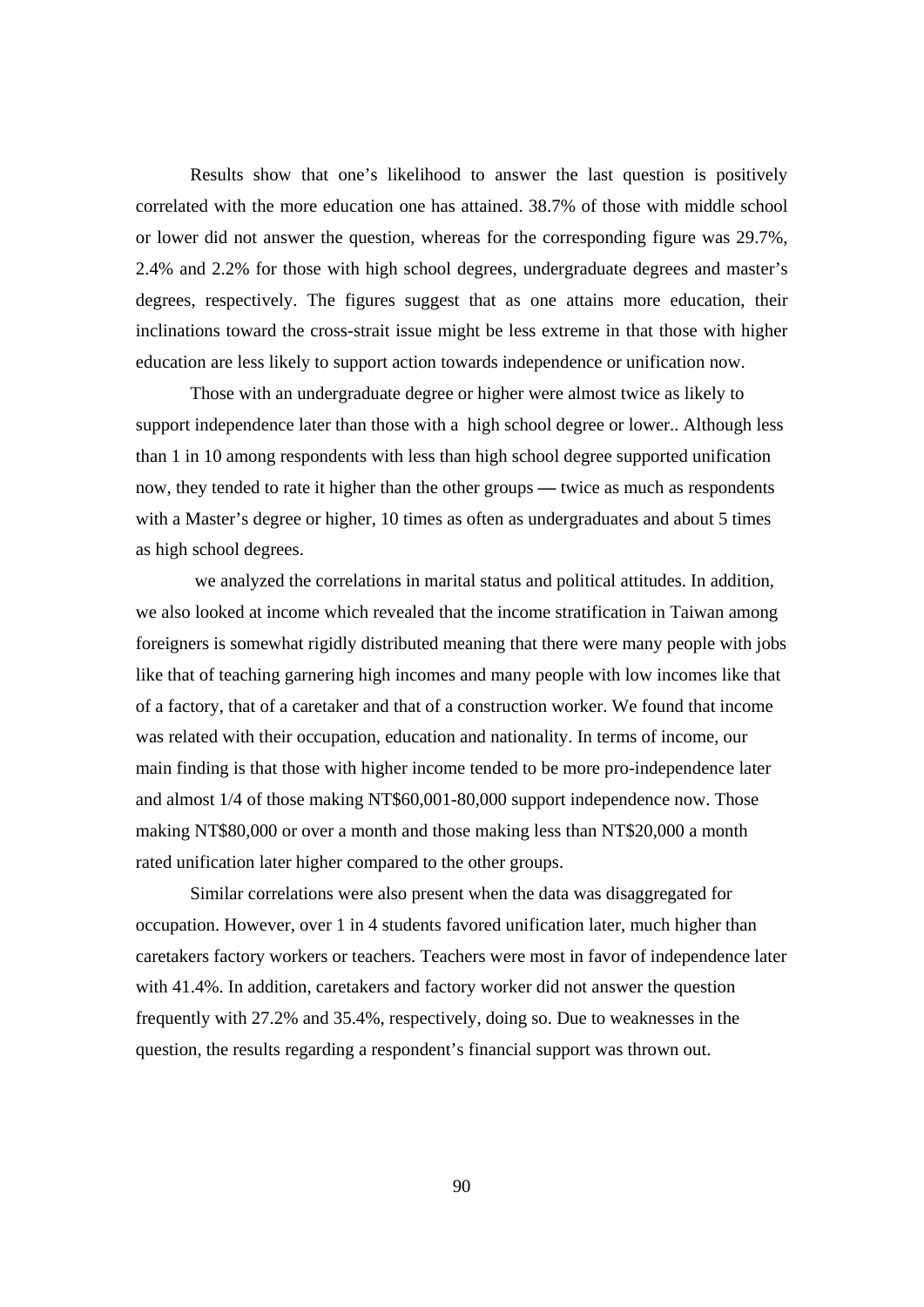Results show that one's likelihood to answer the last question is positively correlated with the more education one has attained. 38.7% of those with middle school or lower did not answer the question, whereas for the corresponding figure was 29.7%, 2.4% and 2.2% for those with high school degrees, undergraduate degrees and master's degrees, respectively. The figures suggest that as one attains more education, their inclinations toward the cross-strait issue might be less extreme in that those with higher education are less likely to support action towards independence or unification now.

Those with an undergraduate degree or higher were almost twice as likely to support independence later than those with a high school degree or lower.. Although less than 1 in 10 among respondents with less than high school degree supported unification now, they tended to rate it higher than the other groups — twice as much as respondents with a Master's degree or higher, 10 times as often as undergraduates and about 5 times as high school degrees.

we analyzed the correlations in marital status and political attitudes. In addition, we also looked at income which revealed that the income stratification in Taiwan among foreigners is somewhat rigidly distributed meaning that there were many people with jobs like that of teaching garnering high incomes and many people with low incomes like that of a factory, that of a caretaker and that of a construction worker. We found that income was related with their occupation, education and nationality. In terms of income, our main finding is that those with higher income tended to be more pro-independence later and almost 1/4 of those making NT$60,001-80,000 support independence now. Those making NT$80,000 or over a month and those making less than NT$20,000 a month rated unification later higher compared to the other groups.

Similar correlations were also present when the data was disaggregated for occupation. However, over 1 in 4 students favored unification later, much higher than caretakers factory workers or teachers. Teachers were most in favor of independence later with 41.4%. In addition, caretakers and factory worker did not answer the question frequently with 27.2% and 35.4%, respectively, doing so. Due to weaknesses in the question, the results regarding a respondent's financial support was thrown out.